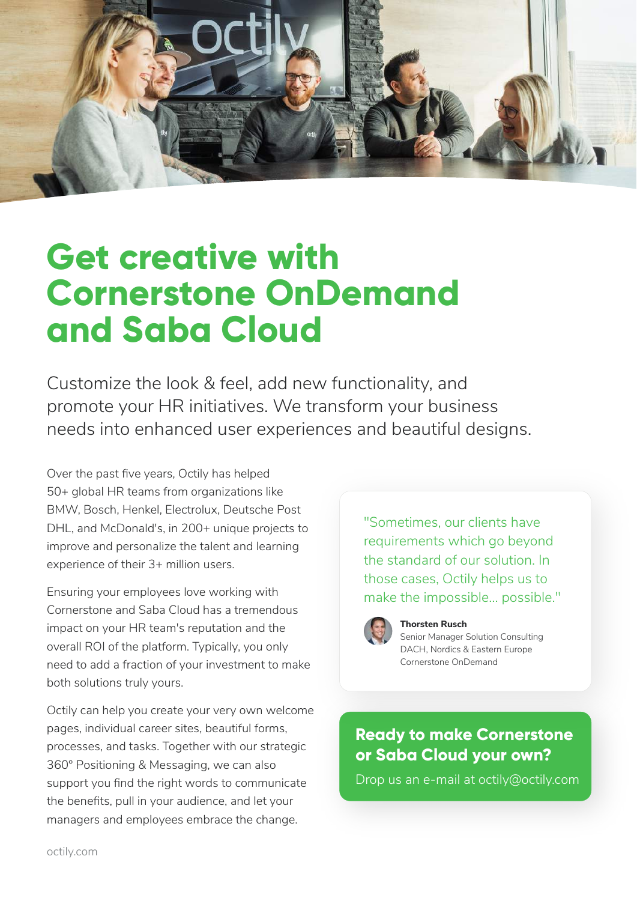# Get creative with Cornerstone OnDemand and Saba Cloud

Customize the look & feel, add new functionality, and promote your HR initiatives. We transform your business needs into enhanced user experiences and beautiful designs.

Over the past five years, Octily has helped 50+ global HR teams from organizations like BMW, Bosch, Henkel, Electrolux, Deutsche Post DHL, and McDonald's, in 200+ unique projects to improve and personalize the talent and learning experience of their 3+ million users.

Ensuring your employees love working with Cornerstone and Saba Cloud has a tremendous impact on your HR team's reputation and the overall ROI of the platform. Typically, you only need to add a fraction of your investment to make both solutions truly yours.

Octily can help you create your very own welcome pages, individual career sites, beautiful forms, processes, and tasks. Together with our strategic 360° Positioning & Messaging, we can also support you find the right words to communicate the benefits, pull in your audience, and let your managers and employees embrace the change.

> "Sometimes, our clients have requirements which go beyond the standard of our solution. In those cases, Octily helps us to make the impossible... possible."
>
> **Thorsten Rusch**
> Senior Manager Solution Consulting
> DACH, Nordics & Eastern Europe
> Cornerstone OnDemand

**Ready to make Cornerstone or Saba Cloud your own?**

Drop us an e-mail at octily@octily.com

octily.com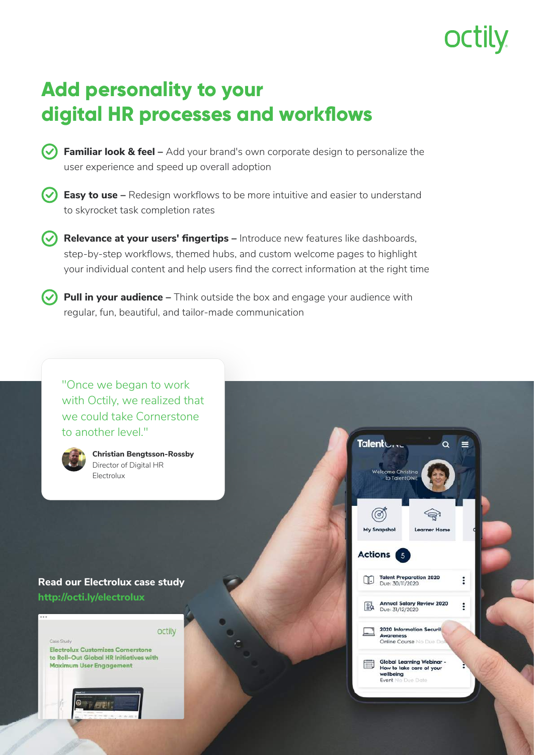# Add personality to your digital HR processes and workflows

- **Familiar look & feel –** Add your brand's own corporate design to personalize the user experience and speed up overall adoption
- **Easy to use –** Redesign workflows to be more intuitive and easier to understand to skyrocket task completion rates
- **Relevance at your users' fingertips –** Introduce new features like dashboards, step-by-step workflows, themed hubs, and custom welcome pages to highlight your individual content and help users find the correct information at the right time
- **Pull in your audience –** Think outside the box and engage your audience with regular, fun, beautiful, and tailor-made communication

> "Once we began to work with Octily, we realized that we could take Cornerstone to another level."
>
> **Christian Bengtsson-Rossby**
> Director of Digital HR
> Electrolux

**Read our Electrolux case study**
http://octi.ly/electrolux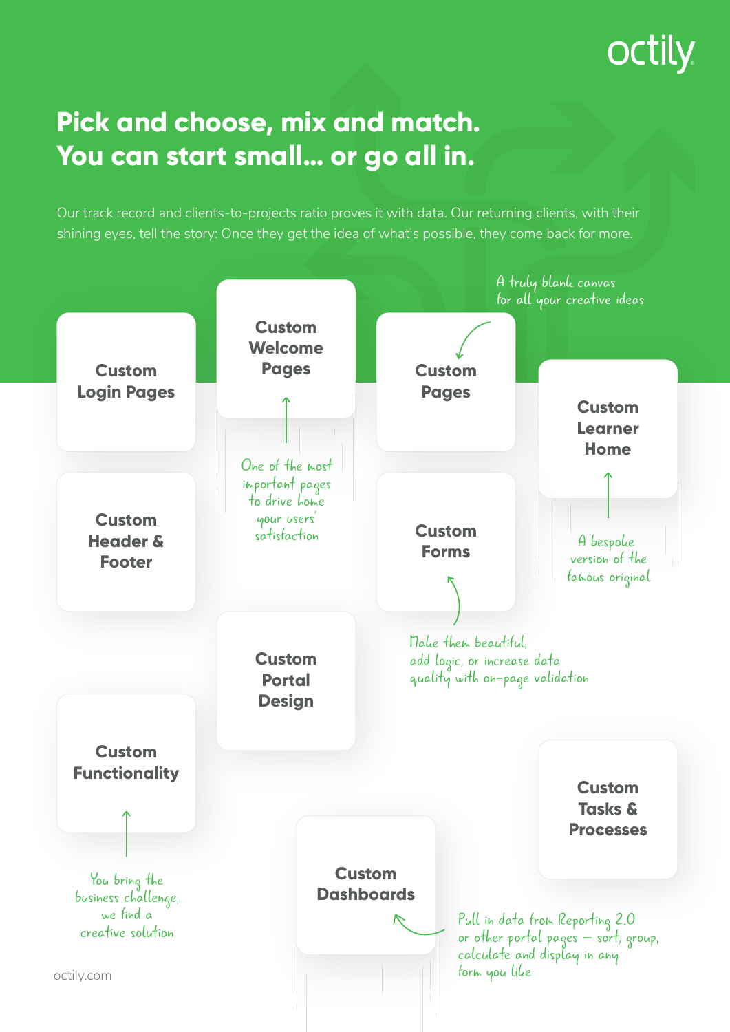# Pick and choose, mix and match. You can start small... or go all in.

Our track record and clients-to-projects ratio proves it with data. Our returning clients, with their shining eyes, tell the story: Once they get the idea of what's possible, they come back for more.

**Custom Login Pages**

**Custom Welcome Pages**

One of the most important pages to drive home your users' satisfaction

**Custom Pages**

A truly blank canvas for all your creative ideas

**Custom Learner Home**

A bespoke version of the famous original

**Custom Header & Footer**

**Custom Forms**

Make them beautiful, add logic, or increase data quality with on-page validation

**Custom Portal Design**

**Custom Functionality**

You bring the business challenge, we find a creative solution

**Custom Tasks & Processes**

**Custom Dashboards**

Pull in data from Reporting 2.0 or other portal pages – sort, group, calculate and display in any form you like

octily.com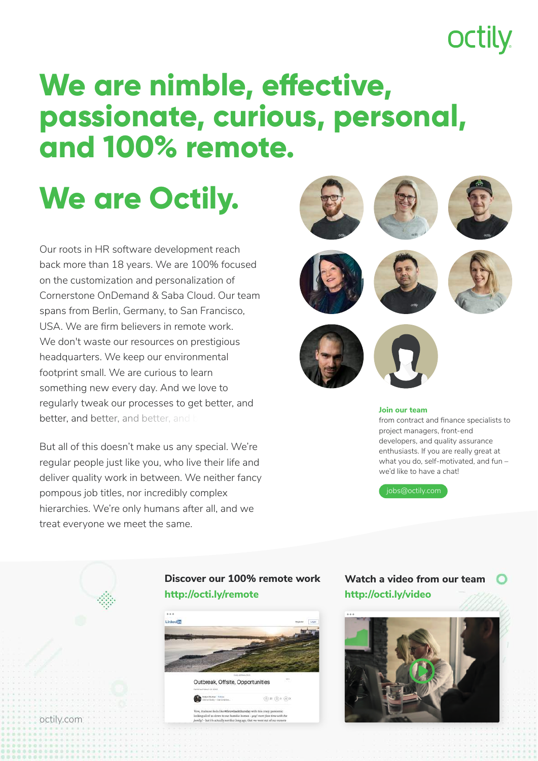octily

# We are nimble, effective, passionate, curious, personal, and 100% remote.

# We are Octily.

Our roots in HR software development reach back more than 18 years. We are 100% focused on the customization and personalization of Cornerstone OnDemand & Saba Cloud. Our team spans from Berlin, Germany, to San Francisco, USA. We are firm believers in remote work. We don't waste our resources on prestigious headquarters. We keep our environmental footprint small. We are curious to learn something new every day. And we love to regularly tweak our processes to get better, and better, and better, and better, and

But all of this doesn't make us any special. We're regular people just like you, who live their life and deliver quality work in between. We neither fancy pompous job titles, nor incredibly complex hierarchies. We're only humans after all, and we treat everyone we meet the same.

**Join our team**

from contract and finance specialists to project managers, front-end developers, and quality assurance enthusiasts. If you are really great at what you do, self-motivated, and fun – we'd like to have a chat!

jobs@octily.com

**Discover our 100% remote work**

**http://octi.ly/remote**

**Watch a video from our team**

**http://octi.ly/video**

octily.com